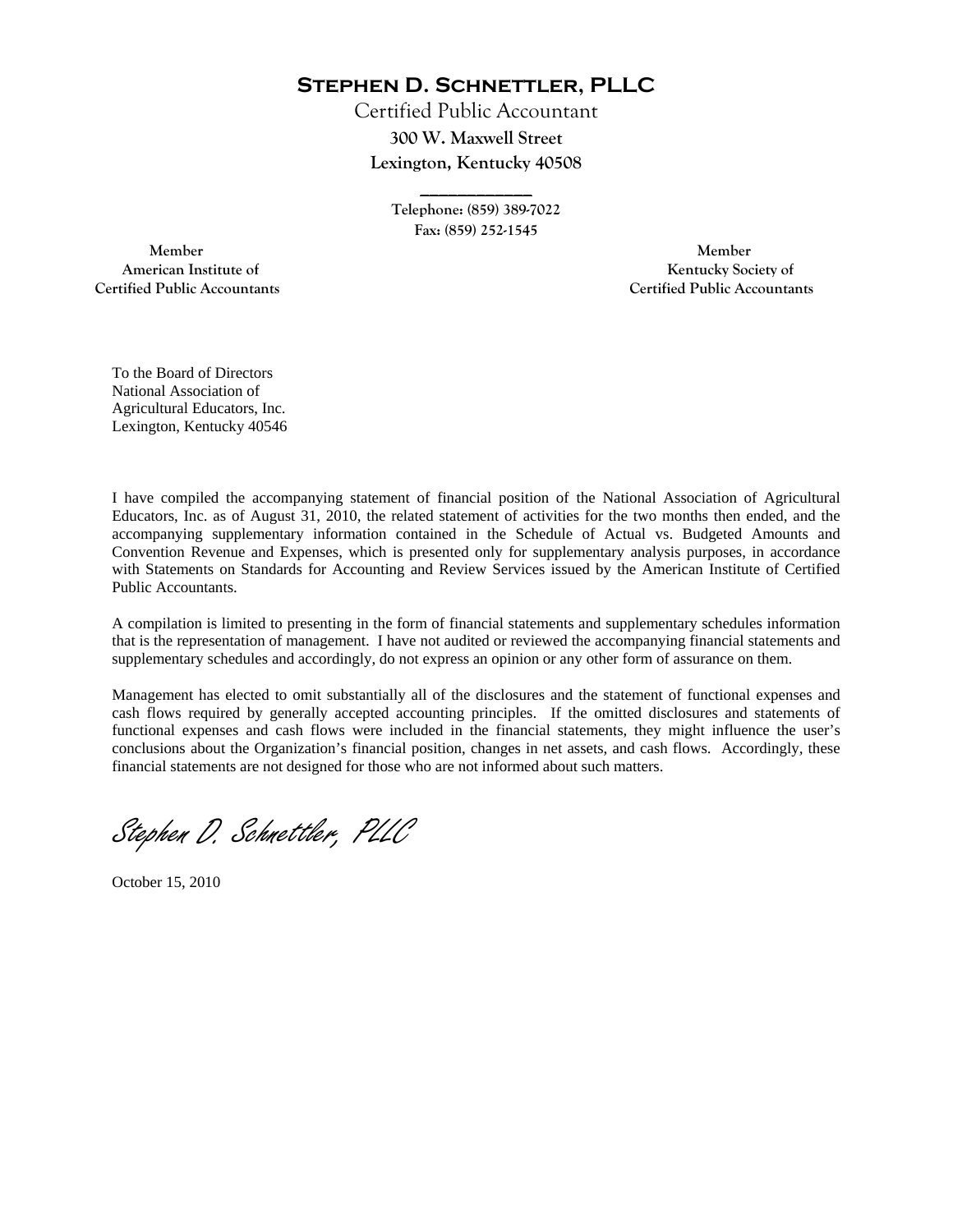# Stephen D. Schnettler, PLLC

Certified Public Accountant

300 W. Maxwell Street

Lexington, Kentucky 40508

Telephone: (859) 389-7022

Fax: (859) 252-1545

Member
American Institute of
Certified Public Accountants

Member
Kentucky Society of
Certified Public Accountants

To the Board of Directors
National Association of
Agricultural Educators, Inc.
Lexington, Kentucky 40546

I have compiled the accompanying statement of financial position of the National Association of Agricultural Educators, Inc. as of August 31, 2010, the related statement of activities for the two months then ended, and the accompanying supplementary information contained in the Schedule of Actual vs. Budgeted Amounts and Convention Revenue and Expenses, which is presented only for supplementary analysis purposes, in accordance with Statements on Standards for Accounting and Review Services issued by the American Institute of Certified Public Accountants.

A compilation is limited to presenting in the form of financial statements and supplementary schedules information that is the representation of management. I have not audited or reviewed the accompanying financial statements and supplementary schedules and accordingly, do not express an opinion or any other form of assurance on them.

Management has elected to omit substantially all of the disclosures and the statement of functional expenses and cash flows required by generally accepted accounting principles. If the omitted disclosures and statements of functional expenses and cash flows were included in the financial statements, they might influence the user's conclusions about the Organization's financial position, changes in net assets, and cash flows. Accordingly, these financial statements are not designed for those who are not informed about such matters.

*Stephen D. Schnettler, PLLC*

October 15, 2010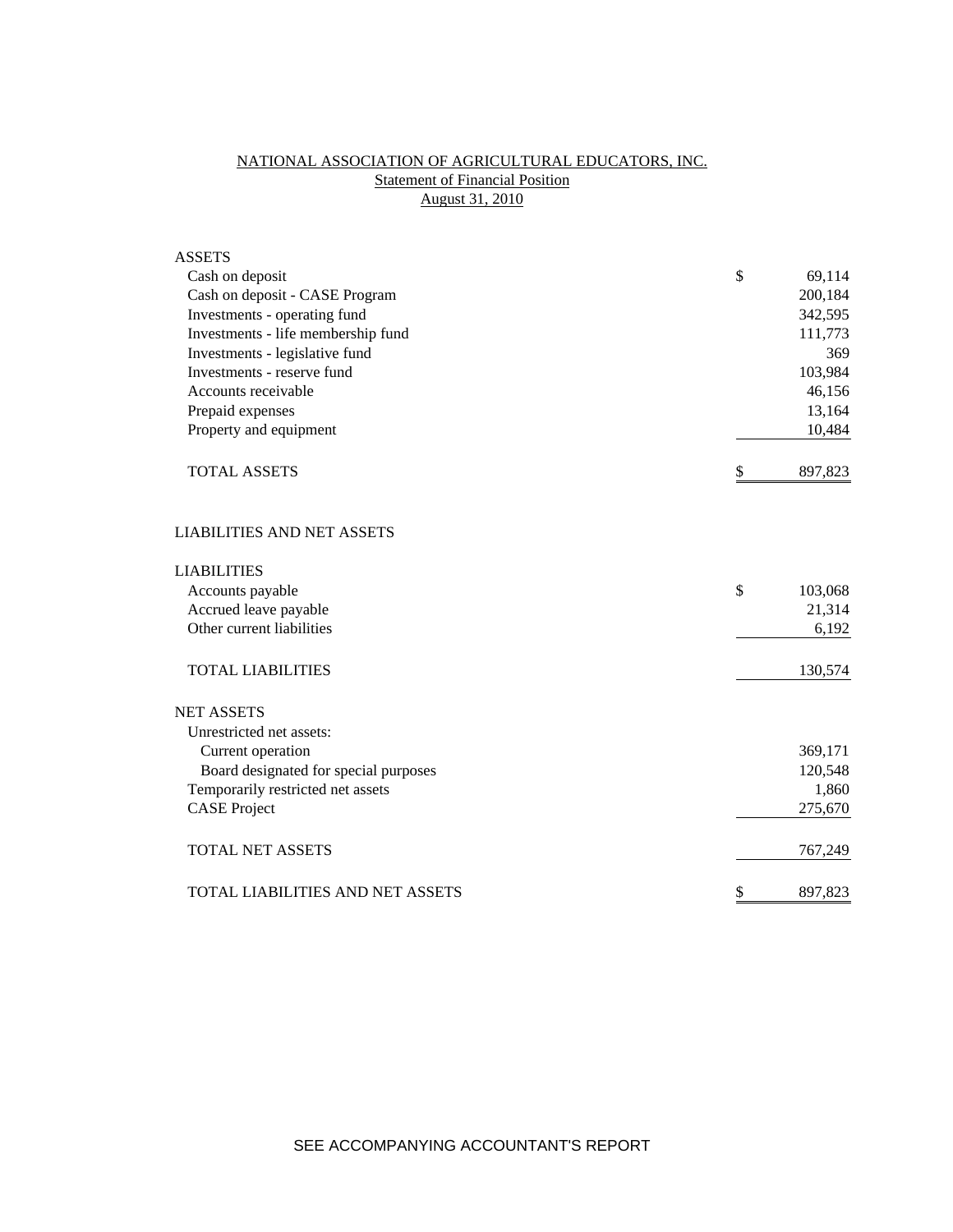NATIONAL ASSOCIATION OF AGRICULTURAL EDUCATORS, INC.

Statement of Financial Position

August 31, 2010

| | |
|---|---|
| ASSETS | |
| Cash on deposit | $ 69,114 |
| Cash on deposit - CASE Program | 200,184 |
| Investments - operating fund | 342,595 |
| Investments - life membership fund | 111,773 |
| Investments - legislative fund | 369 |
| Investments - reserve fund | 103,984 |
| Accounts receivable | 46,156 |
| Prepaid expenses | 13,164 |
| Property and equipment | 10,484 |
| TOTAL ASSETS | $ 897,823 |
| | |
| LIABILITIES AND NET ASSETS | |
| | |
| LIABILITIES | |
| Accounts payable | $ 103,068 |
| Accrued leave payable | 21,314 |
| Other current liabilities | 6,192 |
| TOTAL LIABILITIES | 130,574 |
| | |
| NET ASSETS | |
| Unrestricted net assets: | |
| Current operation | 369,171 |
| Board designated for special purposes | 120,548 |
| Temporarily restricted net assets | 1,860 |
| CASE Project | 275,670 |
| TOTAL NET ASSETS | 767,249 |
| | |
| TOTAL LIABILITIES AND NET ASSETS | $ 897,823 |

SEE ACCOMPANYING ACCOUNTANT'S REPORT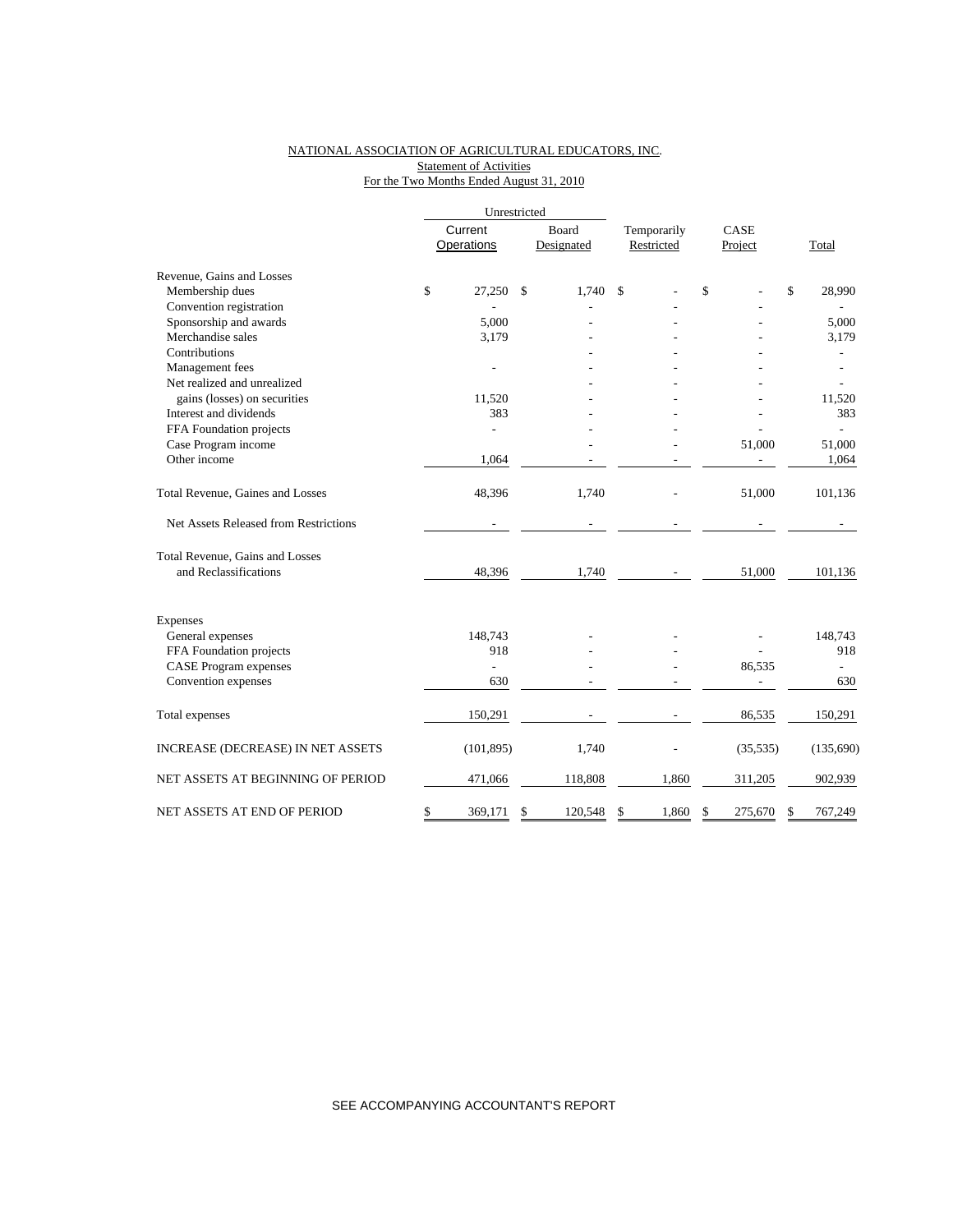NATIONAL ASSOCIATION OF AGRICULTURAL EDUCATORS, INC.
Statement of Activities
For the Two Months Ended August 31, 2010

| | Unrestricted | | | | |
|---|---|---|---|---|---|
| | Current Operations | Board Designated | Temporarily Restricted | CASE Project | Total |
| Revenue, Gains and Losses | | | | | |
| Membership dues | $ 27,250 | $ 1,740 | $ - | $ - | $ 28,990 |
| Convention registration | - | - | - | - | - |
| Sponsorship and awards | 5,000 | - | - | - | 5,000 |
| Merchandise sales | 3,179 | - | - | - | 3,179 |
| Contributions | | - | - | - | - |
| Management fees | - | - | - | - | - |
| Net realized and unrealized gains (losses) on securities | 11,520 | - | - | - | 11,520 |
| Interest and dividends | 383 | - | - | - | 383 |
| FFA Foundation projects | - | - | - | - | - |
| Case Program income | | - | - | 51,000 | 51,000 |
| Other income | 1,064 | - | - | - | 1,064 |
| Total Revenue, Gaines and Losses | 48,396 | 1,740 | - | 51,000 | 101,136 |
| Net Assets Released from Restrictions | - | - | - | - | - |
| Total Revenue, Gains and Losses and Reclassifications | 48,396 | 1,740 | - | 51,000 | 101,136 |
| Expenses | | | | | |
| General expenses | 148,743 | - | - | - | 148,743 |
| FFA Foundation projects | 918 | - | - | - | 918 |
| CASE Program expenses | - | - | - | 86,535 | - |
| Convention expenses | 630 | - | - | - | 630 |
| Total expenses | 150,291 | - | - | 86,535 | 150,291 |
| INCREASE (DECREASE) IN NET ASSETS | (101,895) | 1,740 | - | (35,535) | (135,690) |
| NET ASSETS AT BEGINNING OF PERIOD | 471,066 | 118,808 | 1,860 | 311,205 | 902,939 |
| NET ASSETS AT END OF PERIOD | $ 369,171 | $ 120,548 | $ 1,860 | $ 275,670 | $ 767,249 |

SEE ACCOMPANYING ACCOUNTANT'S REPORT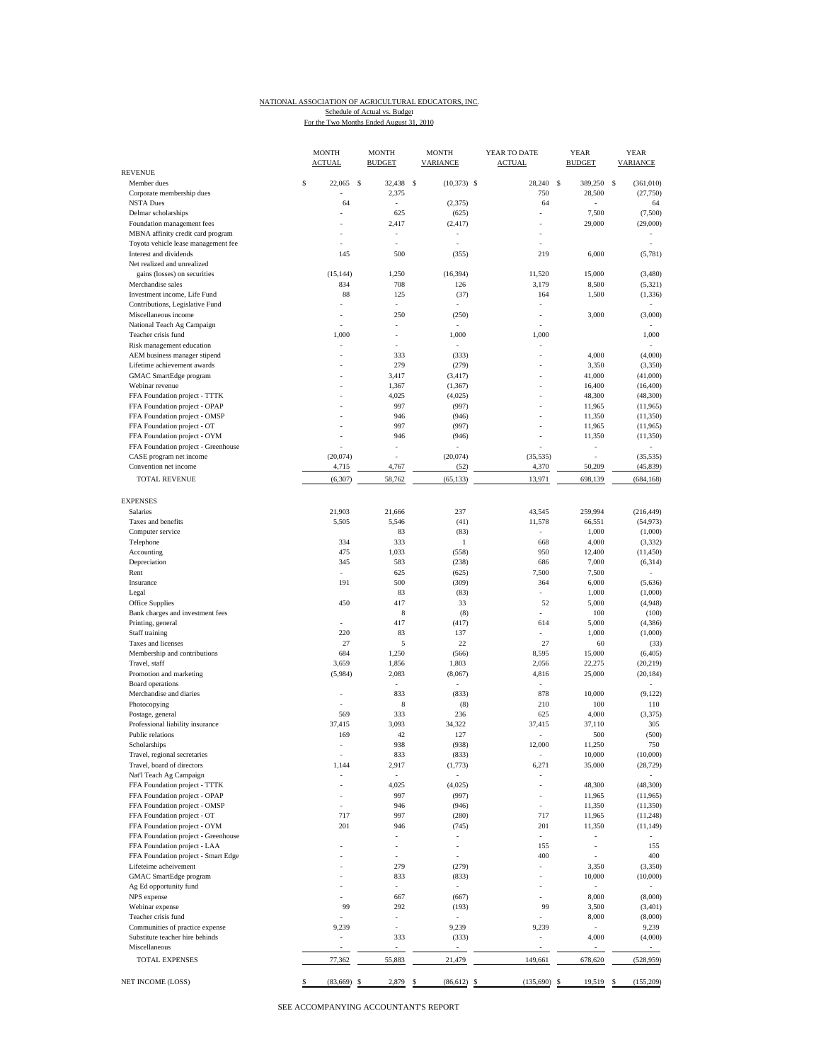NATIONAL ASSOCIATION OF AGRICULTURAL EDUCATORS, INC.
Schedule of Actual vs. Budget
For the Two Months Ended August 31, 2010

| | MONTH ACTUAL | MONTH BUDGET | MONTH VARIANCE | YEAR TO DATE ACTUAL | YEAR BUDGET | YEAR VARIANCE |
|---|---|---|---|---|---|---|
| **REVENUE** | | | | | | |
| Member dues | $ 22,065 | $ 32,438 | $ (10,373) | $ 28,240 | $ 389,250 | $ (361,010) |
| Corporate membership dues | - | 2,375 | | 750 | 28,500 | (27,750) |
| NSTA Dues | 64 | - | (2,375) | 64 | - | 64 |
| Delmar scholarships | - | 625 | (625) | - | 7,500 | (7,500) |
| Foundation management fees | - | 2,417 | (2,417) | - | 29,000 | (29,000) |
| MBNA affinity credit card program | - | - | - | - | | - |
| Toyota vehicle lease management fee | - | - | - | - | | - |
| Interest and dividends | 145 | 500 | (355) | 219 | 6,000 | (5,781) |
| Net realized and unrealized gains (losses) on securities | (15,144) | 1,250 | (16,394) | 11,520 | 15,000 | (3,480) |
| Merchandise sales | 834 | 708 | 126 | 3,179 | 8,500 | (5,321) |
| Investment income, Life Fund | 88 | 125 | (37) | 164 | 1,500 | (1,336) |
| Contributions, Legislative Fund | - | - | - | - | | - |
| Miscellaneous income | - | 250 | (250) | - | 3,000 | (3,000) |
| National Teach Ag Campaign | - | - | - | - | | - |
| Teacher crisis fund | 1,000 | - | 1,000 | 1,000 | | 1,000 |
| Risk management education | - | - | - | - | | - |
| AEM business manager stipend | - | 333 | (333) | - | 4,000 | (4,000) |
| Lifetime achievement awards | - | 279 | (279) | - | 3,350 | (3,350) |
| GMAC SmartEdge program | - | 3,417 | (3,417) | - | 41,000 | (41,000) |
| Webinar revenue | - | 1,367 | (1,367) | - | 16,400 | (16,400) |
| FFA Foundation project - TTTK | - | 4,025 | (4,025) | - | 48,300 | (48,300) |
| FFA Foundation project - OPAP | - | 997 | (997) | - | 11,965 | (11,965) |
| FFA Foundation project - OMSP | - | 946 | (946) | - | 11,350 | (11,350) |
| FFA Foundation project - OT | - | 997 | (997) | - | 11,965 | (11,965) |
| FFA Foundation project - OYM | - | 946 | (946) | - | 11,350 | (11,350) |
| FFA Foundation project - Greenhouse | - | - | - | - | - | - |
| CASE program net income | (20,074) | - | (20,074) | (35,535) | - | (35,535) |
| Convention net income | 4,715 | 4,767 | (52) | 4,370 | 50,209 | (45,839) |
| TOTAL REVENUE | (6,307) | 58,762 | (65,133) | 13,971 | 698,139 | (684,168) |
| **EXPENSES** | | | | | | |
| Salaries | 21,903 | 21,666 | 237 | 43,545 | 259,994 | (216,449) |
| Taxes and benefits | 5,505 | 5,546 | (41) | 11,578 | 66,551 | (54,973) |
| Computer service | | 83 | (83) | - | 1,000 | (1,000) |
| Telephone | 334 | 333 | 1 | 668 | 4,000 | (3,332) |
| Accounting | 475 | 1,033 | (558) | 950 | 12,400 | (11,450) |
| Depreciation | 345 | 583 | (238) | 686 | 7,000 | (6,314) |
| Rent | - | 625 | (625) | 7,500 | 7,500 | - |
| Insurance | 191 | 500 | (309) | 364 | 6,000 | (5,636) |
| Legal | | 83 | (83) | - | 1,000 | (1,000) |
| Office Supplies | 450 | 417 | 33 | 52 | 5,000 | (4,948) |
| Bank charges and investment fees | | 8 | (8) | - | 100 | (100) |
| Printing, general | - | 417 | (417) | 614 | 5,000 | (4,386) |
| Staff training | 220 | 83 | 137 | - | 1,000 | (1,000) |
| Taxes and licenses | 27 | 5 | 22 | 27 | 60 | (33) |
| Membership and contributions | 684 | 1,250 | (566) | 8,595 | 15,000 | (6,405) |
| Travel, staff | 3,659 | 1,856 | 1,803 | 2,056 | 22,275 | (20,219) |
| Promotion and marketing | (5,984) | 2,083 | (8,067) | 4,816 | 25,000 | (20,184) |
| Board operations | | - | - | - | | - |
| Merchandise and diaries | - | 833 | (833) | 878 | 10,000 | (9,122) |
| Photocopying | - | 8 | (8) | 210 | 100 | 110 |
| Postage, general | 569 | 333 | 236 | 625 | 4,000 | (3,375) |
| Professional liability insurance | 37,415 | 3,093 | 34,322 | 37,415 | 37,110 | 305 |
| Public relations | 169 | 42 | 127 | - | 500 | (500) |
| Scholarships | - | 938 | (938) | 12,000 | 11,250 | 750 |
| Travel, regional secretaries | - | 833 | (833) | - | 10,000 | (10,000) |
| Travel, board of directors | 1,144 | 2,917 | (1,773) | 6,271 | 35,000 | (28,729) |
| Nat'l Teach Ag Campaign | - | - | - | - | | - |
| FFA Foundation project - TTTK | - | 4,025 | (4,025) | - | 48,300 | (48,300) |
| FFA Foundation project - OPAP | - | 997 | (997) | - | 11,965 | (11,965) |
| FFA Foundation project - OMSP | - | 946 | (946) | - | 11,350 | (11,350) |
| FFA Foundation project - OT | 717 | 997 | (280) | 717 | 11,965 | (11,248) |
| FFA Foundation project - OYM | 201 | 946 | (745) | 201 | 11,350 | (11,149) |
| FFA Foundation project - Greenhouse | | - | - | - | - | - |
| FFA Foundation project - LAA | - | - | - | 155 | - | 155 |
| FFA Foundation project - Smart Edge | - | - | - | 400 | - | 400 |
| Lifeteime acheivement | - | 279 | (279) | - | 3,350 | (3,350) |
| GMAC SmartEdge program | - | 833 | (833) | - | 10,000 | (10,000) |
| Ag Ed opportunity fund | - | - | - | - | - | - |
| NPS expense | - | 667 | (667) | - | 8,000 | (8,000) |
| Webinar expense | 99 | 292 | (193) | 99 | 3,500 | (3,401) |
| Teacher crisis fund | - | - | - | - | 8,000 | (8,000) |
| Communities of practice expense | 9,239 | - | 9,239 | 9,239 | - | 9,239 |
| Substitute teacher hire behinds | - | 333 | (333) | - | 4,000 | (4,000) |
| Miscellaneous | - | - | - | - | - | - |
| TOTAL EXPENSES | 77,362 | 55,883 | 21,479 | 149,661 | 678,620 | (528,959) |
| NET INCOME (LOSS) | $ (83,669) | $ 2,879 | $ (86,612) | $ (135,690) | $ 19,519 | $ (155,209) |

SEE ACCOMPANYING ACCOUNTANT'S REPORT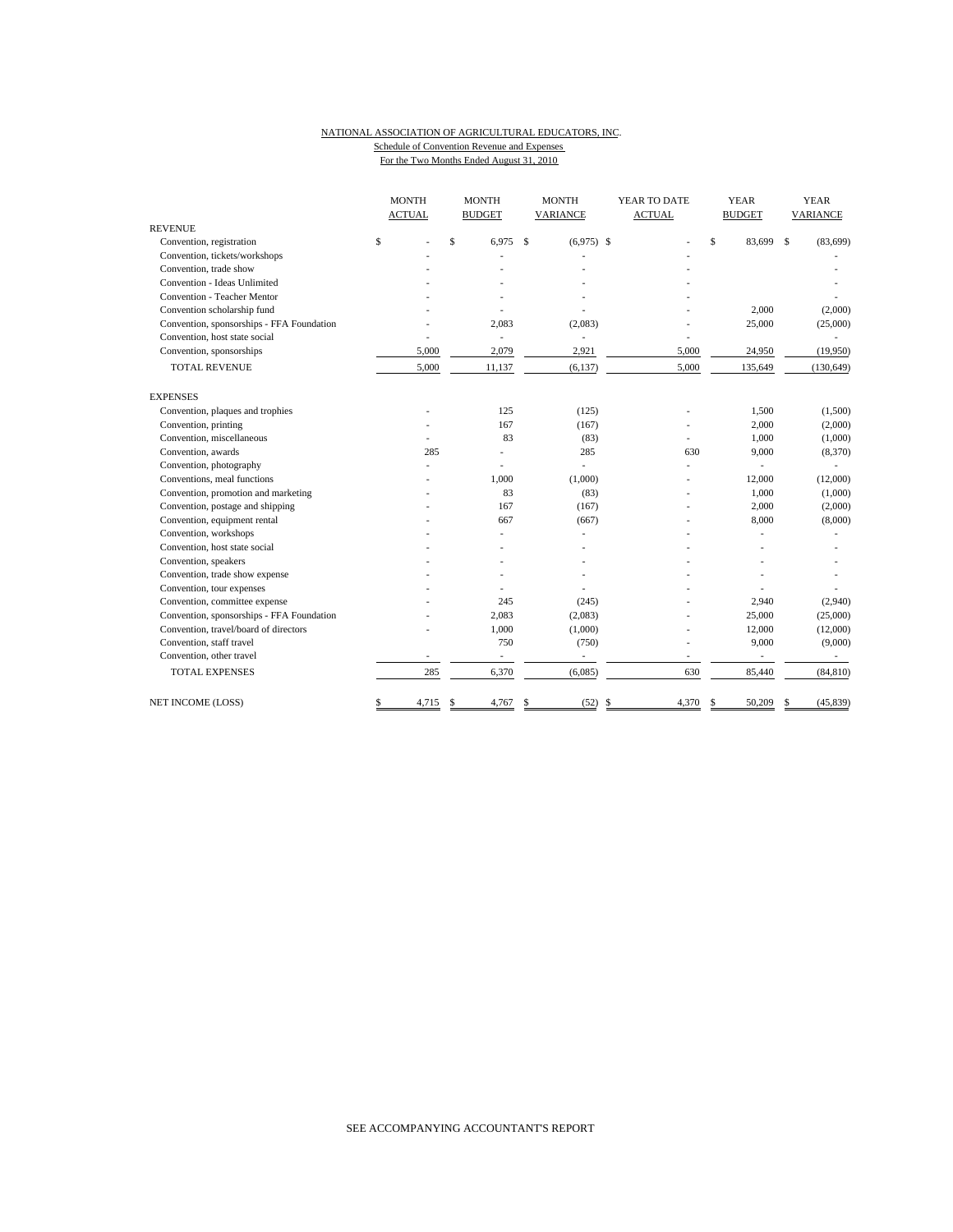NATIONAL ASSOCIATION OF AGRICULTURAL EDUCATORS, INC.
Schedule of Convention Revenue and Expenses
For the Two Months Ended August 31, 2010

| | MONTH ACTUAL | MONTH BUDGET | MONTH VARIANCE | YEAR TO DATE ACTUAL | YEAR BUDGET | YEAR VARIANCE |
|---|---|---|---|---|---|---|
| REVENUE | | | | | | |
| Convention, registration | $ - | $ 6,975 | $ (6,975) | $ - | $ 83,699 | $ (83,699) |
| Convention, tickets/workshops | - | - | - | - | | - |
| Convention, trade show | - | - | - | - | | - |
| Convention - Ideas Unlimited | - | - | - | - | | - |
| Convention - Teacher Mentor | - | - | - | - | | - |
| Convention scholarship fund | - | - | - | - | 2,000 | (2,000) |
| Convention, sponsorships - FFA Foundation | - | 2,083 | (2,083) | - | 25,000 | (25,000) |
| Convention, host state social | - | - | - | - | | - |
| Convention, sponsorships | 5,000 | 2,079 | 2,921 | 5,000 | 24,950 | (19,950) |
| TOTAL REVENUE | 5,000 | 11,137 | (6,137) | 5,000 | 135,649 | (130,649) |
| EXPENSES | | | | | | |
| Convention, plaques and trophies | - | 125 | (125) | - | 1,500 | (1,500) |
| Convention, printing | - | 167 | (167) | - | 2,000 | (2,000) |
| Convention, miscellaneous | - | 83 | (83) | - | 1,000 | (1,000) |
| Convention, awards | 285 | - | 285 | 630 | 9,000 | (8,370) |
| Convention, photography | - | - | - | - | - | - |
| Conventions, meal functions | - | 1,000 | (1,000) | - | 12,000 | (12,000) |
| Convention, promotion and marketing | - | 83 | (83) | - | 1,000 | (1,000) |
| Convention, postage and shipping | - | 167 | (167) | - | 2,000 | (2,000) |
| Convention, equipment rental | - | 667 | (667) | - | 8,000 | (8,000) |
| Convention, workshops | - | - | - | - | - | - |
| Convention, host state social | - | - | - | - | - | - |
| Convention, speakers | - | - | - | - | - | - |
| Convention, trade show expense | - | - | - | - | - | - |
| Convention, tour expenses | - | - | - | - | - | - |
| Convention, committee expense | - | 245 | (245) | - | 2,940 | (2,940) |
| Convention, sponsorships - FFA Foundation | - | 2,083 | (2,083) | - | 25,000 | (25,000) |
| Convention, travel/board of directors | - | 1,000 | (1,000) | - | 12,000 | (12,000) |
| Convention, staff travel | | 750 | (750) | - | 9,000 | (9,000) |
| Convention, other travel | - | - | - | - | - | - |
| TOTAL EXPENSES | 285 | 6,370 | (6,085) | 630 | 85,440 | (84,810) |
| NET INCOME (LOSS) | $ 4,715 | $ 4,767 | $ (52) | $ 4,370 | $ 50,209 | $ (45,839) |

SEE ACCOMPANYING ACCOUNTANT'S REPORT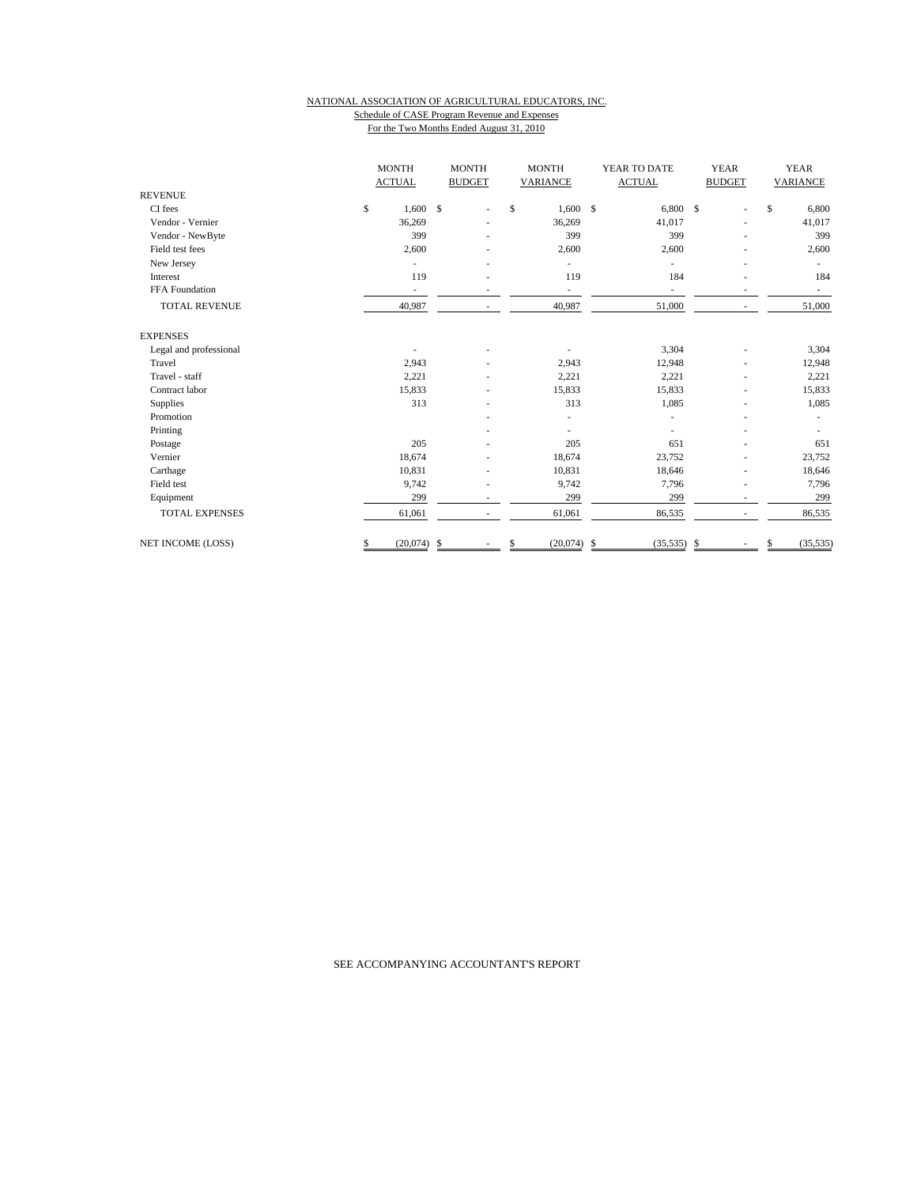NATIONAL ASSOCIATION OF AGRICULTURAL EDUCATORS, INC.

Schedule of CASE Program Revenue and Expenses

For the Two Months Ended August 31, 2010

| | MONTH ACTUAL | MONTH BUDGET | MONTH VARIANCE | YEAR TO DATE ACTUAL | YEAR BUDGET | YEAR VARIANCE |
|---|---|---|---|---|---|---|
| REVENUE | | | | | | |
| CI fees | $ 1,600 | $ - | $ 1,600 | $ 6,800 | $ - | $ 6,800 |
| Vendor - Vernier | 36,269 | - | 36,269 | 41,017 | - | 41,017 |
| Vendor - NewByte | 399 | - | 399 | 399 | - | 399 |
| Field test fees | 2,600 | - | 2,600 | 2,600 | - | 2,600 |
| New Jersey | - | - | - | - | - | - |
| Interest | 119 | - | 119 | 184 | - | 184 |
| FFA Foundation | - | - | - | - | - | - |
| TOTAL REVENUE | 40,987 | - | 40,987 | 51,000 | - | 51,000 |
| EXPENSES | | | | | | |
| Legal and professional | - | - | - | 3,304 | - | 3,304 |
| Travel | 2,943 | - | 2,943 | 12,948 | - | 12,948 |
| Travel - staff | 2,221 | - | 2,221 | 2,221 | - | 2,221 |
| Contract labor | 15,833 | - | 15,833 | 15,833 | - | 15,833 |
| Supplies | 313 | - | 313 | 1,085 | - | 1,085 |
| Promotion | | - | - | - | - | - |
| Printing | | - | - | - | - | - |
| Postage | 205 | - | 205 | 651 | - | 651 |
| Vernier | 18,674 | - | 18,674 | 23,752 | - | 23,752 |
| Carthage | 10,831 | - | 10,831 | 18,646 | - | 18,646 |
| Field test | 9,742 | - | 9,742 | 7,796 | - | 7,796 |
| Equipment | 299 | - | 299 | 299 | - | 299 |
| TOTAL EXPENSES | 61,061 | - | 61,061 | 86,535 | - | 86,535 |
| NET INCOME (LOSS) | $ (20,074) | $ - | $ (20,074) | $ (35,535) | $ - | $ (35,535) |

SEE ACCOMPANYING ACCOUNTANT'S REPORT